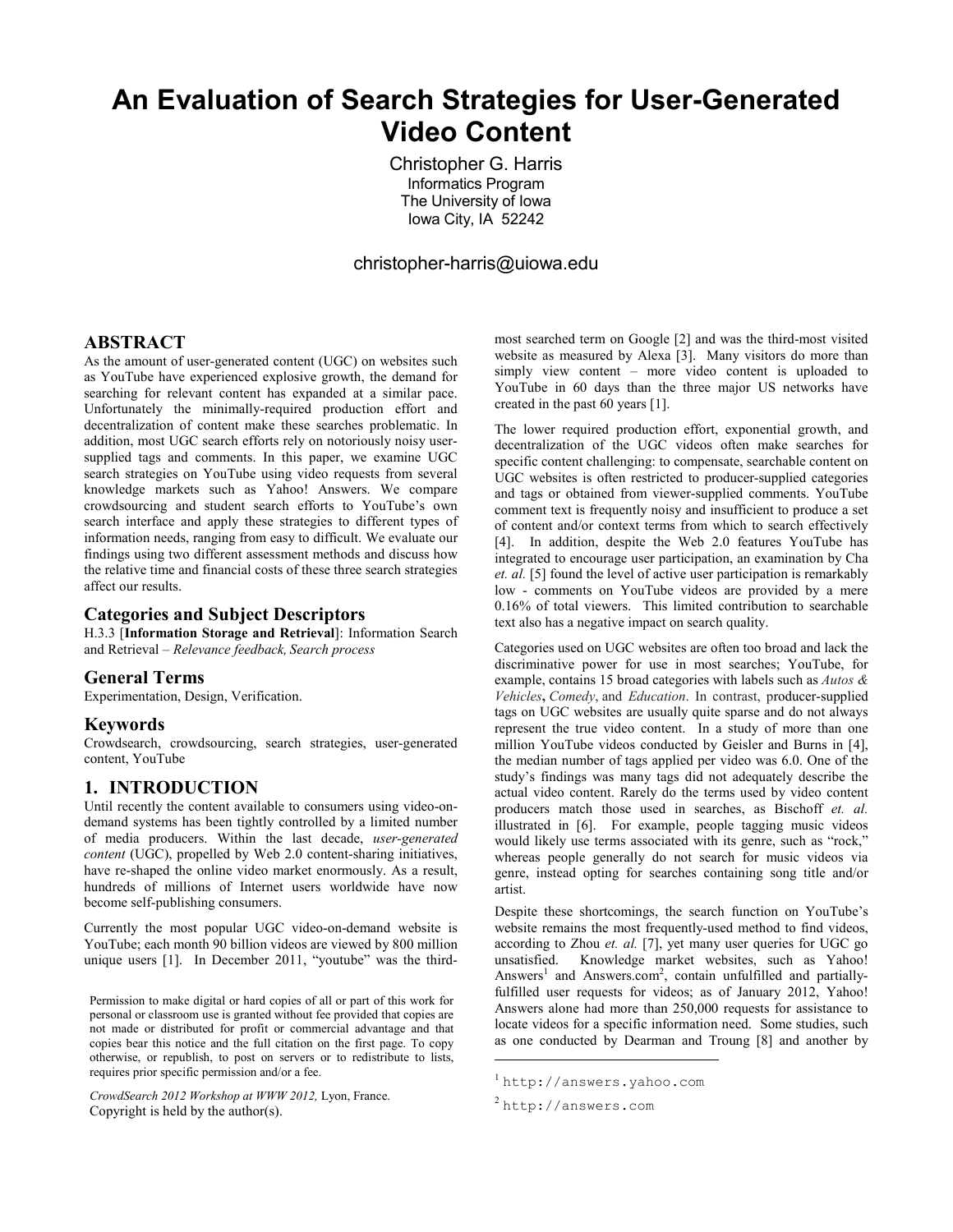# An Evaluation of Search Strategies for User-Generated Video Content

Christopher G. Harris
Informatics Program
The University of Iowa
Iowa City, IA 52242

christopher-harris@uiowa.edu

## ABSTRACT

As the amount of user-generated content (UGC) on websites such as YouTube have experienced explosive growth, the demand for searching for relevant content has expanded at a similar pace. Unfortunately the minimally-required production effort and decentralization of content make these searches problematic. In addition, most UGC search efforts rely on notoriously noisy user-supplied tags and comments. In this paper, we examine UGC search strategies on YouTube using video requests from several knowledge markets such as Yahoo! Answers. We compare crowdsourcing and student search efforts to YouTube's own search interface and apply these strategies to different types of information needs, ranging from easy to difficult. We evaluate our findings using two different assessment methods and discuss how the relative time and financial costs of these three search strategies affect our results.

## Categories and Subject Descriptors

H.3.3 [**Information Storage and Retrieval**]: Information Search and Retrieval – *Relevance feedback, Search process*

## General Terms

Experimentation, Design, Verification.

## Keywords

Crowdsearch, crowdsourcing, search strategies, user-generated content, YouTube

## 1. INTRODUCTION

Until recently the content available to consumers using video-on-demand systems has been tightly controlled by a limited number of media producers. Within the last decade, *user-generated content* (UGC), propelled by Web 2.0 content-sharing initiatives, have re-shaped the online video market enormously. As a result, hundreds of millions of Internet users worldwide have now become self-publishing consumers.

Currently the most popular UGC video-on-demand website is YouTube; each month 90 billion videos are viewed by 800 million unique users [1]. In December 2011, "youtube" was the third-most searched term on Google [2] and was the third-most visited website as measured by Alexa [3]. Many visitors do more than simply view content – more video content is uploaded to YouTube in 60 days than the three major US networks have created in the past 60 years [1].

The lower required production effort, exponential growth, and decentralization of the UGC videos often make searches for specific content challenging: to compensate, searchable content on UGC websites is often restricted to producer-supplied categories and tags or obtained from viewer-supplied comments. YouTube comment text is frequently noisy and insufficient to produce a set of content and/or context terms from which to search effectively [4]. In addition, despite the Web 2.0 features YouTube has integrated to encourage user participation, an examination by Cha *et. al.* [5] found the level of active user participation is remarkably low - comments on YouTube videos are provided by a mere 0.16% of total viewers. This limited contribution to searchable text also has a negative impact on search quality.

Categories used on UGC websites are often too broad and lack the discriminative power for use in most searches; YouTube, for example, contains 15 broad categories with labels such as *Autos & Vehicles*, *Comedy*, and *Education*. In contrast, producer-supplied tags on UGC websites are usually quite sparse and do not always represent the true video content. In a study of more than one million YouTube videos conducted by Geisler and Burns in [4], the median number of tags applied per video was 6.0. One of the study's findings was many tags did not adequately describe the actual video content. Rarely do the terms used by video content producers match those used in searches, as Bischoff *et. al.* illustrated in [6]. For example, people tagging music videos would likely use terms associated with its genre, such as "rock," whereas people generally do not search for music videos via genre, instead opting for searches containing song title and/or artist.

Despite these shortcomings, the search function on YouTube's website remains the most frequently-used method to find videos, according to Zhou *et. al.* [7], yet many user queries for UGC go unsatisfied. Knowledge market websites, such as Yahoo! Answers[1] and Answers.com[2], contain unfulfilled and partially-fulfilled user requests for videos; as of January 2012, Yahoo! Answers alone had more than 250,000 requests for assistance to locate videos for a specific information need. Some studies, such as one conducted by Dearman and Troung [8] and another by

Permission to make digital or hard copies of all or part of this work for personal or classroom use is granted without fee provided that copies are not made or distributed for profit or commercial advantage and that copies bear this notice and the full citation on the first page. To copy otherwise, or republish, to post on servers or to redistribute to lists, requires prior specific permission and/or a fee.

*CrowdSearch 2012 Workshop at WWW 2012,* Lyon, France.
Copyright is held by the author(s).

[1] http://answers.yahoo.com

[2] http://answers.com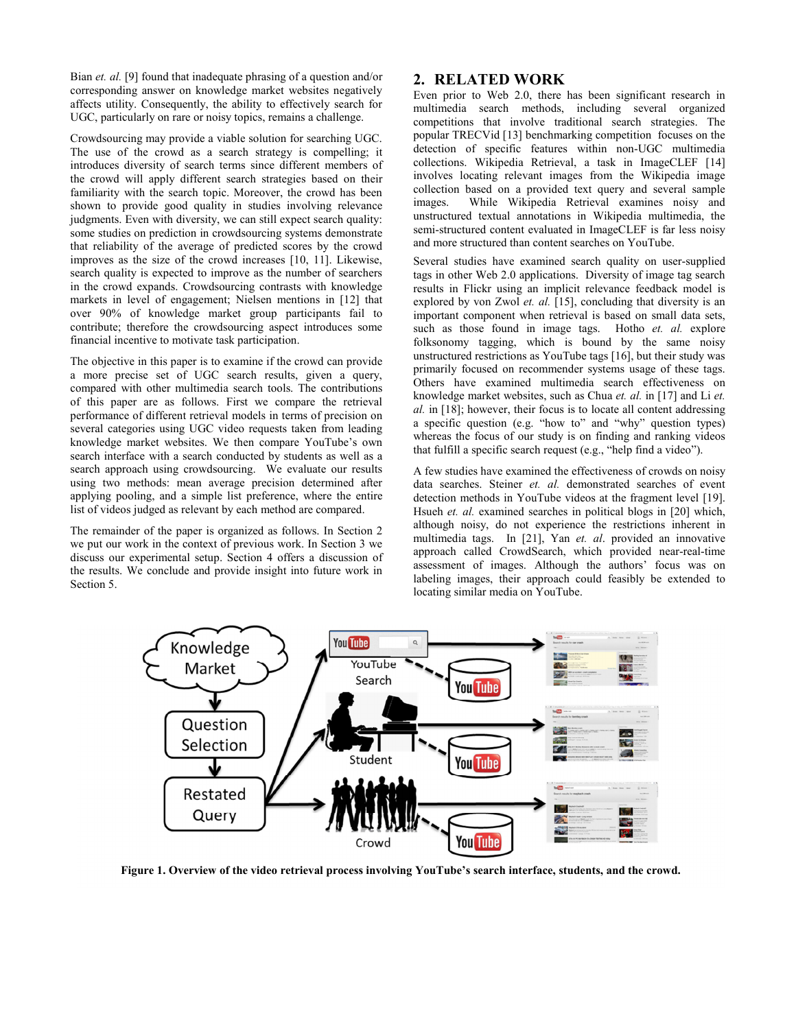Bian *et. al.* [9] found that inadequate phrasing of a question and/or corresponding answer on knowledge market websites negatively affects utility. Consequently, the ability to effectively search for UGC, particularly on rare or noisy topics, remains a challenge.

Crowdsourcing may provide a viable solution for searching UGC. The use of the crowd as a search strategy is compelling; it introduces diversity of search terms since different members of the crowd will apply different search strategies based on their familiarity with the search topic. Moreover, the crowd has been shown to provide good quality in studies involving relevance judgments. Even with diversity, we can still expect search quality: some studies on prediction in crowdsourcing systems demonstrate that reliability of the average of predicted scores by the crowd improves as the size of the crowd increases [10, 11]. Likewise, search quality is expected to improve as the number of searchers in the crowd expands. Crowdsourcing contrasts with knowledge markets in level of engagement; Nielsen mentions in [12] that over 90% of knowledge market group participants fail to contribute; therefore the crowdsourcing aspect introduces some financial incentive to motivate task participation.

The objective in this paper is to examine if the crowd can provide a more precise set of UGC search results, given a query, compared with other multimedia search tools. The contributions of this paper are as follows. First we compare the retrieval performance of different retrieval models in terms of precision on several categories using UGC video requests taken from leading knowledge market websites. We then compare YouTube's own search interface with a search conducted by students as well as a search approach using crowdsourcing. We evaluate our results using two methods: mean average precision determined after applying pooling, and a simple list preference, where the entire list of videos judged as relevant by each method are compared.

The remainder of the paper is organized as follows. In Section 2 we put our work in the context of previous work. In Section 3 we discuss our experimental setup. Section 4 offers a discussion of the results. We conclude and provide insight into future work in Section 5.

## 2. RELATED WORK

Even prior to Web 2.0, there has been significant research in multimedia search methods, including several organized competitions that involve traditional search strategies. The popular TRECVid [13] benchmarking competition focuses on the detection of specific features within non-UGC multimedia collections. Wikipedia Retrieval, a task in ImageCLEF [14] involves locating relevant images from the Wikipedia image collection based on a provided text query and several sample images. While Wikipedia Retrieval examines noisy and unstructured textual annotations in Wikipedia multimedia, the semi-structured content evaluated in ImageCLEF is far less noisy and more structured than content searches on YouTube.

Several studies have examined search quality on user-supplied tags in other Web 2.0 applications. Diversity of image tag search results in Flickr using an implicit relevance feedback model is explored by von Zwol *et. al.* [15], concluding that diversity is an important component when retrieval is based on small data sets, such as those found in image tags. Hotho *et. al.* explore folksonomy tagging, which is bound by the same noisy unstructured restrictions as YouTube tags [16], but their study was primarily focused on recommender systems usage of these tags. Others have examined multimedia search effectiveness on knowledge market websites, such as Chua *et. al.* in [17] and Li *et. al.* in [18]; however, their focus is to locate all content addressing a specific question (e.g. "how to" and "why" question types) whereas the focus of our study is on finding and ranking videos that fulfill a specific search request (e.g., "help find a video").

A few studies have examined the effectiveness of crowds on noisy data searches. Steiner *et. al.* demonstrated searches of event detection methods in YouTube videos at the fragment level [19]. Hsueh *et. al.* examined searches in political blogs in [20] which, although noisy, do not experience the restrictions inherent in multimedia tags. In [21], Yan *et. al*. provided an innovative approach called CrowdSearch, which provided near-real-time assessment of images. Although the authors' focus was on labeling images, their approach could feasibly be extended to locating similar media on YouTube.

Knowledge Market
Question Selection
Restated Query
YouTube Search
Student
Crowd

**Figure 1. Overview of the video retrieval process involving YouTube's search interface, students, and the crowd.**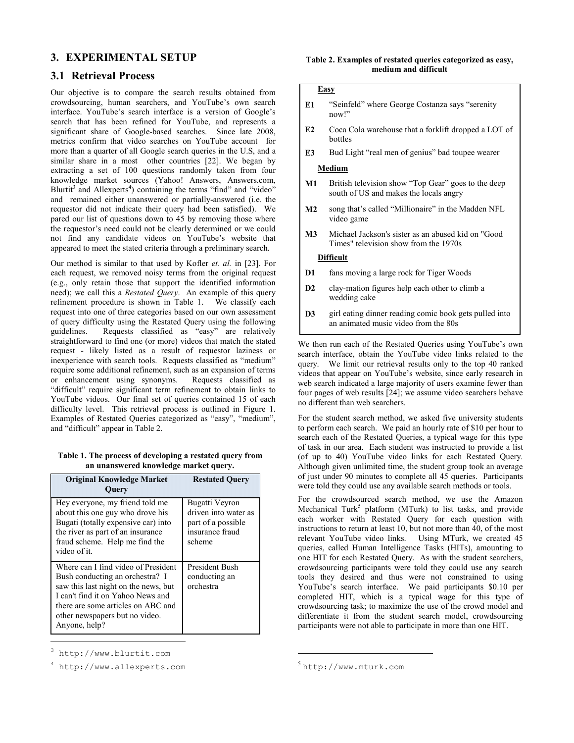## 3. EXPERIMENTAL SETUP

### 3.1 Retrieval Process

Our objective is to compare the search results obtained from crowdsourcing, human searchers, and YouTube's own search interface. YouTube's search interface is a version of Google's search that has been refined for YouTube, and represents a significant share of Google-based searches. Since late 2008, metrics confirm that video searches on YouTube account for more than a quarter of all Google search queries in the U.S, and a similar share in a most other countries [22]. We began by extracting a set of 100 questions randomly taken from four knowledge market sources (Yahoo! Answers, Answers.com, Blurtit[3] and Allexperts[4]) containing the terms "find" and "video" and remained either unanswered or partially-answered (i.e. the requestor did not indicate their query had been satisfied). We pared our list of questions down to 45 by removing those where the requestor's need could not be clearly determined or we could not find any candidate videos on YouTube's website that appeared to meet the stated criteria through a preliminary search.

Our method is similar to that used by Kofler *et. al.* in [23]. For each request, we removed noisy terms from the original request (e.g., only retain those that support the identified information need); we call this a *Restated Query*. An example of this query refinement procedure is shown in Table 1. We classify each request into one of three categories based on our own assessment of query difficulty using the Restated Query using the following guidelines. Requests classified as "easy" are relatively straightforward to find one (or more) videos that match the stated request - likely listed as a result of requestor laziness or inexperience with search tools. Requests classified as "medium" require some additional refinement, such as an expansion of terms or enhancement using synonyms. Requests classified as "difficult" require significant term refinement to obtain links to YouTube videos. Our final set of queries contained 15 of each difficulty level. This retrieval process is outlined in Figure 1. Examples of Restated Queries categorized as "easy", "medium", and "difficult" appear in Table 2.

**Table 1. The process of developing a restated query from an unanswered knowledge market query.**

| Original Knowledge Market Query | Restated Query |
|---|---|
| Hey everyone, my friend told me about this one guy who drove his Bugati (totally expensive car) into the river as part of an insurance fraud scheme. Help me find the video of it. | Bugatti Veyron driven into water as part of a possible insurance fraud scheme |
| Where can I find video of President Bush conducting an orchestra? I saw this last night on the news, but I can't find it on Yahoo News and there are some articles on ABC and other newspapers but no video. Anyone, help? | President Bush conducting an orchestra |

**Table 2. Examples of restated queries categorized as easy, medium and difficult**

| | |
|---|---|
| **Easy** | |
| **E1** | "Seinfeld" where George Costanza says "serenity now!" |
| **E2** | Coca Cola warehouse that a forklift dropped a LOT of bottles |
| **E3** | Bud Light "real men of genius" bad toupee wearer |
| **Medium** | |
| **M1** | British television show "Top Gear" goes to the deep south of US and makes the locals angry |
| **M2** | song that's called "Millionaire" in the Madden NFL video game |
| **M3** | Michael Jackson's sister as an abused kid on "Good Times" television show from the 1970s |
| **Difficult** | |
| **D1** | fans moving a large rock for Tiger Woods |
| **D2** | clay-mation figures help each other to climb a wedding cake |
| **D3** | girl eating dinner reading comic book gets pulled into an animated music video from the 80s |

We then run each of the Restated Queries using YouTube's own search interface, obtain the YouTube video links related to the query. We limit our retrieval results only to the top 40 ranked videos that appear on YouTube's website, since early research in web search indicated a large majority of users examine fewer than four pages of web results [24]; we assume video searchers behave no different than web searchers.

For the student search method, we asked five university students to perform each search. We paid an hourly rate of $10 per hour to search each of the Restated Queries, a typical wage for this type of task in our area. Each student was instructed to provide a list (of up to 40) YouTube video links for each Restated Query. Although given unlimited time, the student group took an average of just under 90 minutes to complete all 45 queries. Participants were told they could use any available search methods or tools.

For the crowdsourced search method, we use the Amazon Mechanical Turk[5] platform (MTurk) to list tasks, and provide each worker with Restated Query for each question with instructions to return at least 10, but not more than 40, of the most relevant YouTube video links. Using MTurk, we created 45 queries, called Human Intelligence Tasks (HITs), amounting to one HIT for each Restated Query. As with the student searchers, crowdsourcing participants were told they could use any search tools they desired and thus were not constrained to using YouTube's search interface. We paid participants $0.10 per completed HIT, which is a typical wage for this type of crowdsourcing task; to maximize the use of the crowd model and differentiate it from the student search model, crowdsourcing participants were not able to participate in more than one HIT.

[3] http://www.blurtit.com

[4] http://www.allexperts.com

[5] http://www.mturk.com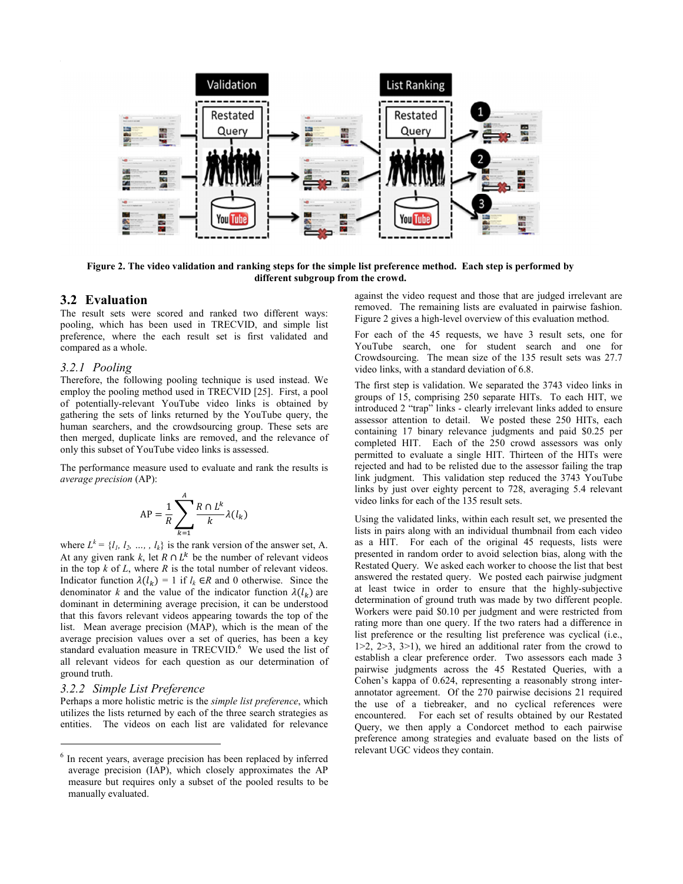Validation

Restated Query

List Ranking

Restated Query

1

2

3

**Figure 2. The video validation and ranking steps for the simple list preference method. Each step is performed by different subgroup from the crowd.**

## 3.2 Evaluation

The result sets were scored and ranked two different ways: pooling, which has been used in TRECVID, and simple list preference, where the each result set is first validated and compared as a whole.

### *3.2.1 Pooling*

Therefore, the following pooling technique is used instead. We employ the pooling method used in TRECVID [25]. First, a pool of potentially-relevant YouTube video links is obtained by gathering the sets of links returned by the YouTube query, the human searchers, and the crowdsourcing group. These sets are then merged, duplicate links are removed, and the relevance of only this subset of YouTube video links is assessed.

The performance measure used to evaluate and rank the results is *average precision* (AP):

$$\mathrm{AP} = \frac{1}{R}\sum_{k=1}^{A}\frac{R \cap L^{k}}{k}\lambda(l_k)$$

where $L^k = \{l_1, l_2, \ldots, , l_k\}$ is the rank version of the answer set, A. At any given rank $k$, let $R \cap L^k$ be the number of relevant videos in the top $k$ of $L$, where $R$ is the total number of relevant videos. Indicator function $\lambda(l_k) = 1$ if $l_k \in R$ and 0 otherwise. Since the denominator $k$ and the value of the indicator function $\lambda(l_k)$ are dominant in determining average precision, it can be understood that this favors relevant videos appearing towards the top of the list. Mean average precision (MAP), which is the mean of the average precision values over a set of queries, has been a key standard evaluation measure in TRECVID.[6] We used the list of all relevant videos for each question as our determination of ground truth.

### *3.2.2 Simple List Preference*

Perhaps a more holistic metric is the *simple list preference*, which utilizes the lists returned by each of the three search strategies as entities. The videos on each list are validated for relevance against the video request and those that are judged irrelevant are removed. The remaining lists are evaluated in pairwise fashion. Figure 2 gives a high-level overview of this evaluation method.

For each of the 45 requests, we have 3 result sets, one for YouTube search, one for student search and one for Crowdsourcing. The mean size of the 135 result sets was 27.7 video links, with a standard deviation of 6.8.

The first step is validation. We separated the 3743 video links in groups of 15, comprising 250 separate HITs. To each HIT, we introduced 2 "trap" links - clearly irrelevant links added to ensure assessor attention to detail. We posted these 250 HITs, each containing 17 binary relevance judgments and paid $0.25 per completed HIT. Each of the 250 crowd assessors was only permitted to evaluate a single HIT. Thirteen of the HITs were rejected and had to be relisted due to the assessor failing the trap link judgment. This validation step reduced the 3743 YouTube links by just over eighty percent to 728, averaging 5.4 relevant video links for each of the 135 result sets.

Using the validated links, within each result set, we presented the lists in pairs along with an individual thumbnail from each video as a HIT. For each of the original 45 requests, lists were presented in random order to avoid selection bias, along with the Restated Query. We asked each worker to choose the list that best answered the restated query. We posted each pairwise judgment at least twice in order to ensure that the highly-subjective determination of ground truth was made by two different people. Workers were paid $0.10 per judgment and were restricted from rating more than one query. If the two raters had a difference in list preference or the resulting list preference was cyclical (i.e., 1>2, 2>3, 3>1), we hired an additional rater from the crowd to establish a clear preference order. Two assessors each made 3 pairwise judgments across the 45 Restated Queries, with a Cohen's kappa of 0.624, representing a reasonably strong inter-annotator agreement. Of the 270 pairwise decisions 21 required the use of a tiebreaker, and no cyclical references were encountered. For each set of results obtained by our Restated Query, we then apply a Condorcet method to each pairwise preference among strategies and evaluate based on the lists of relevant UGC videos they contain.

[6] In recent years, average precision has been replaced by inferred average precision (IAP), which closely approximates the AP measure but requires only a subset of the pooled results to be manually evaluated.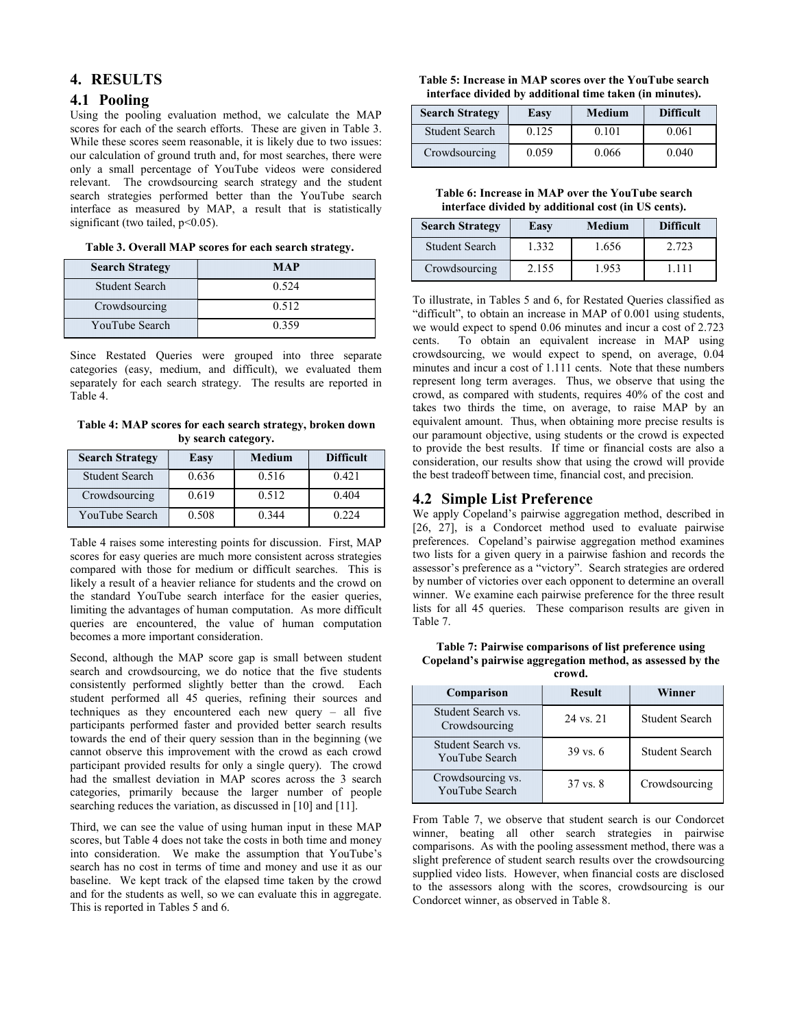# 4. RESULTS

## 4.1 Pooling

Using the pooling evaluation method, we calculate the MAP scores for each of the search efforts. These are given in Table 3. While these scores seem reasonable, it is likely due to two issues: our calculation of ground truth and, for most searches, there were only a small percentage of YouTube videos were considered relevant. The crowdsourcing search strategy and the student search strategies performed better than the YouTube search interface as measured by MAP, a result that is statistically significant (two tailed, $p<0.05$).

**Table 3. Overall MAP scores for each search strategy.**

| Search Strategy | MAP |
|---|---|
| Student Search | 0.524 |
| Crowdsourcing | 0.512 |
| YouTube Search | 0.359 |

Since Restated Queries were grouped into three separate categories (easy, medium, and difficult), we evaluated them separately for each search strategy. The results are reported in Table 4.

**Table 4: MAP scores for each search strategy, broken down by search category.**

| Search Strategy | Easy | Medium | Difficult |
|---|---|---|---|
| Student Search | 0.636 | 0.516 | 0.421 |
| Crowdsourcing | 0.619 | 0.512 | 0.404 |
| YouTube Search | 0.508 | 0.344 | 0.224 |

Table 4 raises some interesting points for discussion. First, MAP scores for easy queries are much more consistent across strategies compared with those for medium or difficult searches. This is likely a result of a heavier reliance for students and the crowd on the standard YouTube search interface for the easier queries, limiting the advantages of human computation. As more difficult queries are encountered, the value of human computation becomes a more important consideration.

Second, although the MAP score gap is small between student search and crowdsourcing, we do notice that the five students consistently performed slightly better than the crowd. Each student performed all 45 queries, refining their sources and techniques as they encountered each new query – all five participants performed faster and provided better search results towards the end of their query session than in the beginning (we cannot observe this improvement with the crowd as each crowd participant provided results for only a single query). The crowd had the smallest deviation in MAP scores across the 3 search categories, primarily because the larger number of people searching reduces the variation, as discussed in [10] and [11].

Third, we can see the value of using human input in these MAP scores, but Table 4 does not take the costs in both time and money into consideration. We make the assumption that YouTube's search has no cost in terms of time and money and use it as our baseline. We kept track of the elapsed time taken by the crowd and for the students as well, so we can evaluate this in aggregate. This is reported in Tables 5 and 6.

**Table 5: Increase in MAP scores over the YouTube search interface divided by additional time taken (in minutes).**

| Search Strategy | Easy | Medium | Difficult |
|---|---|---|---|
| Student Search | 0.125 | 0.101 | 0.061 |
| Crowdsourcing | 0.059 | 0.066 | 0.040 |

**Table 6: Increase in MAP over the YouTube search interface divided by additional cost (in US cents).**

| Search Strategy | Easy | Medium | Difficult |
|---|---|---|---|
| Student Search | 1.332 | 1.656 | 2.723 |
| Crowdsourcing | 2.155 | 1.953 | 1.111 |

To illustrate, in Tables 5 and 6, for Restated Queries classified as "difficult", to obtain an increase in MAP of 0.001 using students, we would expect to spend 0.06 minutes and incur a cost of 2.723 cents. To obtain an equivalent increase in MAP using crowdsourcing, we would expect to spend, on average, 0.04 minutes and incur a cost of 1.111 cents. Note that these numbers represent long term averages. Thus, we observe that using the crowd, as compared with students, requires 40% of the cost and takes two thirds the time, on average, to raise MAP by an equivalent amount. Thus, when obtaining more precise results is our paramount objective, using students or the crowd is expected to provide the best results. If time or financial costs are also a consideration, our results show that using the crowd will provide the best tradeoff between time, financial cost, and precision.

## 4.2 Simple List Preference

We apply Copeland's pairwise aggregation method, described in [26, 27], is a Condorcet method used to evaluate pairwise preferences. Copeland's pairwise aggregation method examines two lists for a given query in a pairwise fashion and records the assessor's preference as a "victory". Search strategies are ordered by number of victories over each opponent to determine an overall winner. We examine each pairwise preference for the three result lists for all 45 queries. These comparison results are given in Table 7.

**Table 7: Pairwise comparisons of list preference using Copeland's pairwise aggregation method, as assessed by the crowd.**

| Comparison | Result | Winner |
|---|---|---|
| Student Search vs. Crowdsourcing | 24 vs. 21 | Student Search |
| Student Search vs. YouTube Search | 39 vs. 6 | Student Search |
| Crowdsourcing vs. YouTube Search | 37 vs. 8 | Crowdsourcing |

From Table 7, we observe that student search is our Condorcet winner, beating all other search strategies in pairwise comparisons. As with the pooling assessment method, there was a slight preference of student search results over the crowdsourcing supplied video lists. However, when financial costs are disclosed to the assessors along with the scores, crowdsourcing is our Condorcet winner, as observed in Table 8.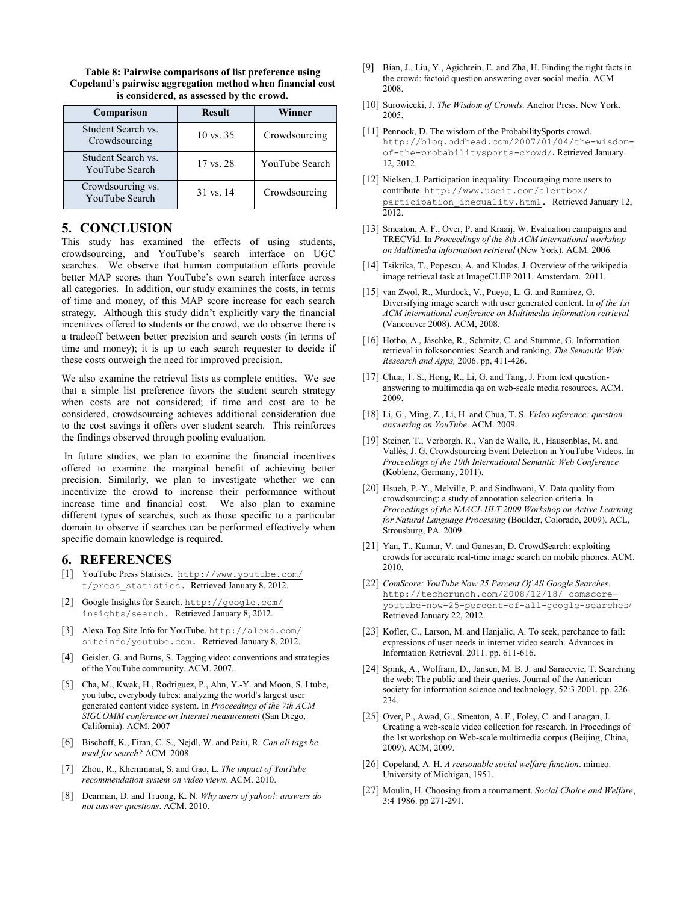**Table 8: Pairwise comparisons of list preference using Copeland's pairwise aggregation method when financial cost is considered, as assessed by the crowd.**

| Comparison | Result | Winner |
| --- | --- | --- |
| Student Search vs. Crowdsourcing | 10 vs. 35 | Crowdsourcing |
| Student Search vs. YouTube Search | 17 vs. 28 | YouTube Search |
| Crowdsourcing vs. YouTube Search | 31 vs. 14 | Crowdsourcing |

## 5. CONCLUSION

This study has examined the effects of using students, crowdsourcing, and YouTube's search interface on UGC searches. We observe that human computation efforts provide better MAP scores than YouTube's own search interface across all categories. In addition, our study examines the costs, in terms of time and money, of this MAP score increase for each search strategy. Although this study didn't explicitly vary the financial incentives offered to students or the crowd, we do observe there is a tradeoff between better precision and search costs (in terms of time and money); it is up to each search requester to decide if these costs outweigh the need for improved precision.

We also examine the retrieval lists as complete entities. We see that a simple list preference favors the student search strategy when costs are not considered; if time and cost are to be considered, crowdsourcing achieves additional consideration due to the cost savings it offers over student search. This reinforces the findings observed through pooling evaluation.

In future studies, we plan to examine the financial incentives offered to examine the marginal benefit of achieving better precision. Similarly, we plan to investigate whether we can incentivize the crowd to increase their performance without increase time and financial cost. We also plan to examine different types of searches, such as those specific to a particular domain to observe if searches can be performed effectively when specific domain knowledge is required.

## 6. REFERENCES

[1] YouTube Press Statisics. http://www.youtube.com/t/press_statistics. Retrieved January 8, 2012.

[2] Google Insights for Search. http://google.com/insights/search. Retrieved January 8, 2012.

[3] Alexa Top Site Info for YouTube. http://alexa.com/siteinfo/youtube.com. Retrieved January 8, 2012.

[4] Geisler, G. and Burns, S. Tagging video: conventions and strategies of the YouTube community. ACM. 2007.

[5] Cha, M., Kwak, H., Rodriguez, P., Ahn, Y.-Y. and Moon, S. I tube, you tube, everybody tubes: analyzing the world's largest user generated content video system. In *Proceedings of the 7th ACM SIGCOMM conference on Internet measurement* (San Diego, California). ACM. 2007

[6] Bischoff, K., Firan, C. S., Nejdl, W. and Paiu, R. *Can all tags be used for search?* ACM. 2008.

[7] Zhou, R., Khemmarat, S. and Gao, L. *The impact of YouTube recommendation system on video views*. ACM. 2010.

[8] Dearman, D. and Truong, K. N. *Why users of yahoo!: answers do not answer questions*. ACM. 2010.

[9] Bian, J., Liu, Y., Agichtein, E. and Zha, H. Finding the right facts in the crowd: factoid question answering over social media. ACM 2008.

[10] Surowiecki, J. *The Wisdom of Crowds*. Anchor Press. New York. 2005.

[11] Pennock, D. The wisdom of the ProbabilitySports crowd. http://blog.oddhead.com/2007/01/04/the-wisdom-of-the-probabilitysports-crowd/. Retrieved January 12, 2012.

[12] Nielsen, J. Participation inequality: Encouraging more users to contribute. http://www.useit.com/alertbox/participation_inequality.html. Retrieved January 12, 2012.

[13] Smeaton, A. F., Over, P. and Kraaij, W. Evaluation campaigns and TRECVid. In *Proceedings of the 8th ACM international workshop on Multimedia information retrieval* (New York). ACM. 2006.

[14] Tsikrika, T., Popescu, A. and Kludas, J. Overview of the wikipedia image retrieval task at ImageCLEF 2011. Amsterdam. 2011.

[15] van Zwol, R., Murdock, V., Pueyo, L. G. and Ramirez, G. Diversifying image search with user generated content. In *of the 1st ACM international conference on Multimedia information retrieval* (Vancouver 2008). ACM, 2008.

[16] Hotho, A., Jäschke, R., Schmitz, C. and Stumme, G. Information retrieval in folksonomies: Search and ranking. *The Semantic Web: Research and Apps,* 2006. pp, 411-426.

[17] Chua, T. S., Hong, R., Li, G. and Tang, J. From text question-answering to multimedia qa on web-scale media resources. ACM. 2009.

[18] Li, G., Ming, Z., Li, H. and Chua, T. S. *Video reference: question answering on YouTube*. ACM. 2009.

[19] Steiner, T., Verborgh, R., Van de Walle, R., Hausenblas, M. and Vallés, J. G. Crowdsourcing Event Detection in YouTube Videos. In *Proceedings of the 10th International Semantic Web Conference* (Koblenz, Germany, 2011).

[20] Hsueh, P.-Y., Melville, P. and Sindhwani, V. Data quality from crowdsourcing: a study of annotation selection criteria. In *Proceedings of the NAACL HLT 2009 Workshop on Active Learning for Natural Language Processing* (Boulder, Colorado, 2009). ACL, Strousburg, PA. 2009.

[21] Yan, T., Kumar, V. and Ganesan, D. CrowdSearch: exploiting crowds for accurate real-time image search on mobile phones. ACM. 2010.

[22] *ComScore: YouTube Now 25 Percent Of All Google Searches*. http://techcrunch.com/2008/12/18/ comscore-youtube-now-25-percent-of-all-google-searches/ Retrieved January 22, 2012.

[23] Kofler, C., Larson, M. and Hanjalic, A. To seek, perchance to fail: expressions of user needs in internet video search. Advances in Information Retrieval. 2011. pp. 611-616.

[24] Spink, A., Wolfram, D., Jansen, M. B. J. and Saracevic, T. Searching the web: The public and their queries. Journal of the American society for information science and technology, 52:3 2001. pp. 226-234.

[25] Over, P., Awad, G., Smeaton, A. F., Foley, C. and Lanagan, J. Creating a web-scale video collection for research. In Procedings of the 1st workshop on Web-scale multimedia corpus (Beijing, China, 2009). ACM, 2009.

[26] Copeland, A. H. *A reasonable social welfare function*. mimeo. University of Michigan, 1951.

[27] Moulin, H. Choosing from a tournament. *Social Choice and Welfare*, 3:4 1986. pp 271-291.